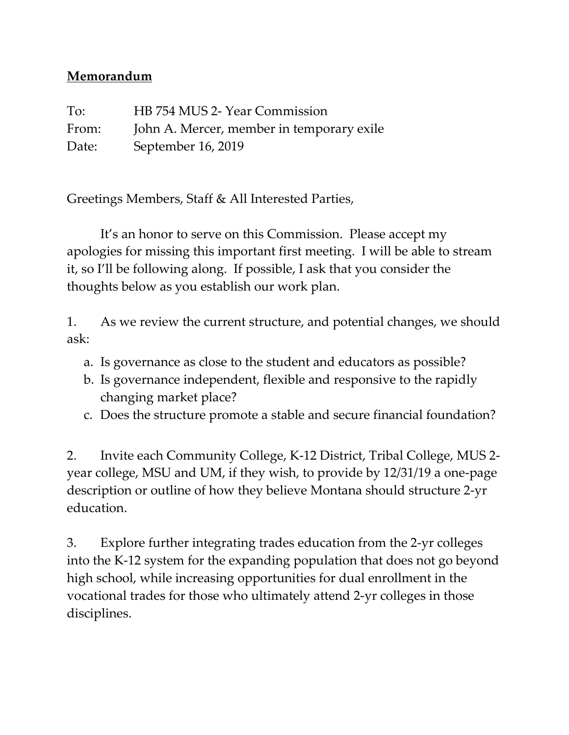**Memorandum**

To: HB 754 MUS 2- Year Commission
From: John A. Mercer, member in temporary exile
Date: September 16, 2019

Greetings Members, Staff & All Interested Parties,

It's an honor to serve on this Commission. Please accept my apologies for missing this important first meeting. I will be able to stream it, so I'll be following along. If possible, I ask that you consider the thoughts below as you establish our work plan.

1. As we review the current structure, and potential changes, we should ask:

   a. Is governance as close to the student and educators as possible?
   b. Is governance independent, flexible and responsive to the rapidly changing market place?
   c. Does the structure promote a stable and secure financial foundation?

2. Invite each Community College, K-12 District, Tribal College, MUS 2-year college, MSU and UM, if they wish, to provide by 12/31/19 a one-page description or outline of how they believe Montana should structure 2-yr education.

3. Explore further integrating trades education from the 2-yr colleges into the K-12 system for the expanding population that does not go beyond high school, while increasing opportunities for dual enrollment in the vocational trades for those who ultimately attend 2-yr colleges in those disciplines.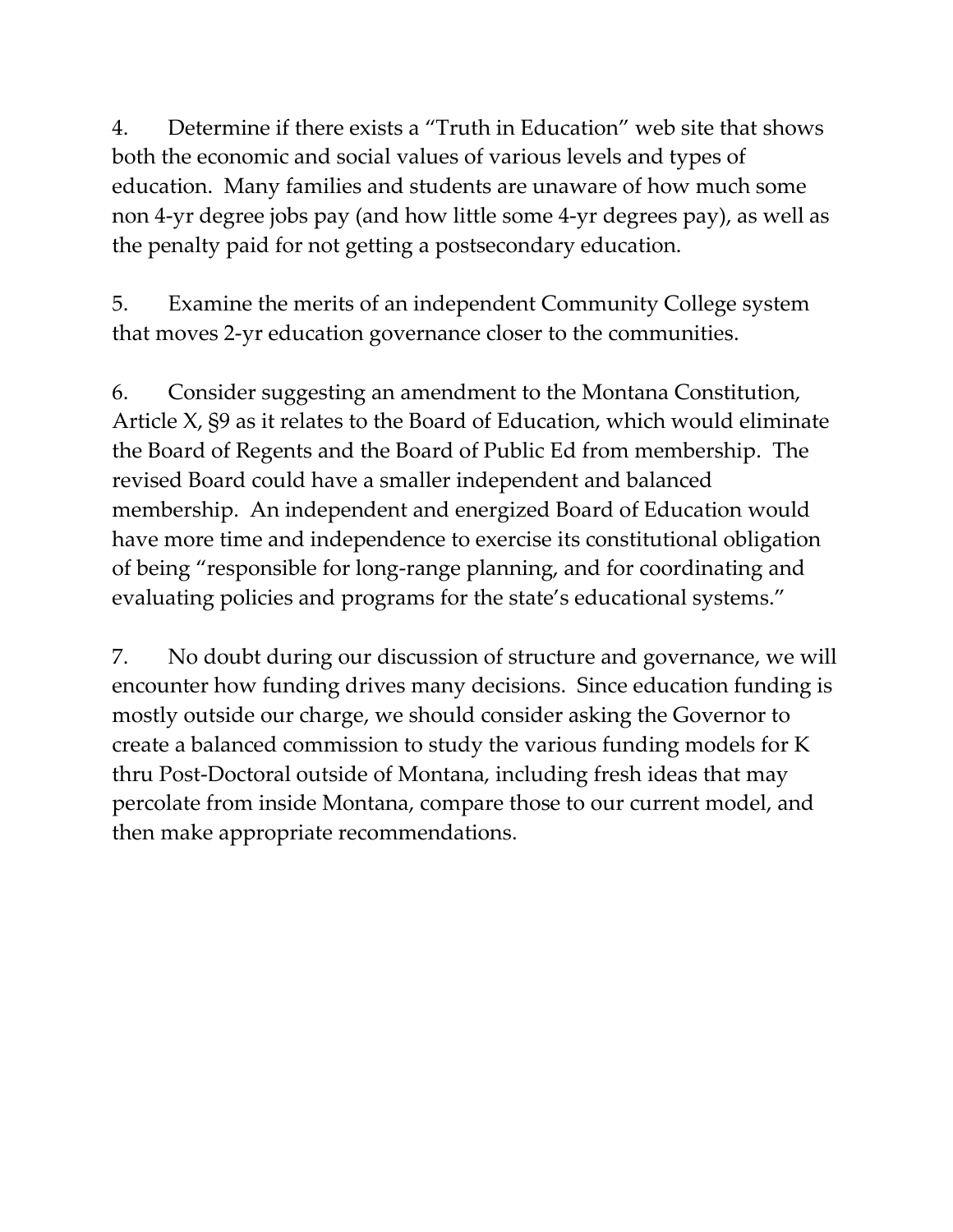4. Determine if there exists a "Truth in Education" web site that shows both the economic and social values of various levels and types of education. Many families and students are unaware of how much some non 4-yr degree jobs pay (and how little some 4-yr degrees pay), as well as the penalty paid for not getting a postsecondary education.

5. Examine the merits of an independent Community College system that moves 2-yr education governance closer to the communities.

6. Consider suggesting an amendment to the Montana Constitution, Article X, §9 as it relates to the Board of Education, which would eliminate the Board of Regents and the Board of Public Ed from membership. The revised Board could have a smaller independent and balanced membership. An independent and energized Board of Education would have more time and independence to exercise its constitutional obligation of being "responsible for long-range planning, and for coordinating and evaluating policies and programs for the state's educational systems."

7. No doubt during our discussion of structure and governance, we will encounter how funding drives many decisions. Since education funding is mostly outside our charge, we should consider asking the Governor to create a balanced commission to study the various funding models for K thru Post-Doctoral outside of Montana, including fresh ideas that may percolate from inside Montana, compare those to our current model, and then make appropriate recommendations.